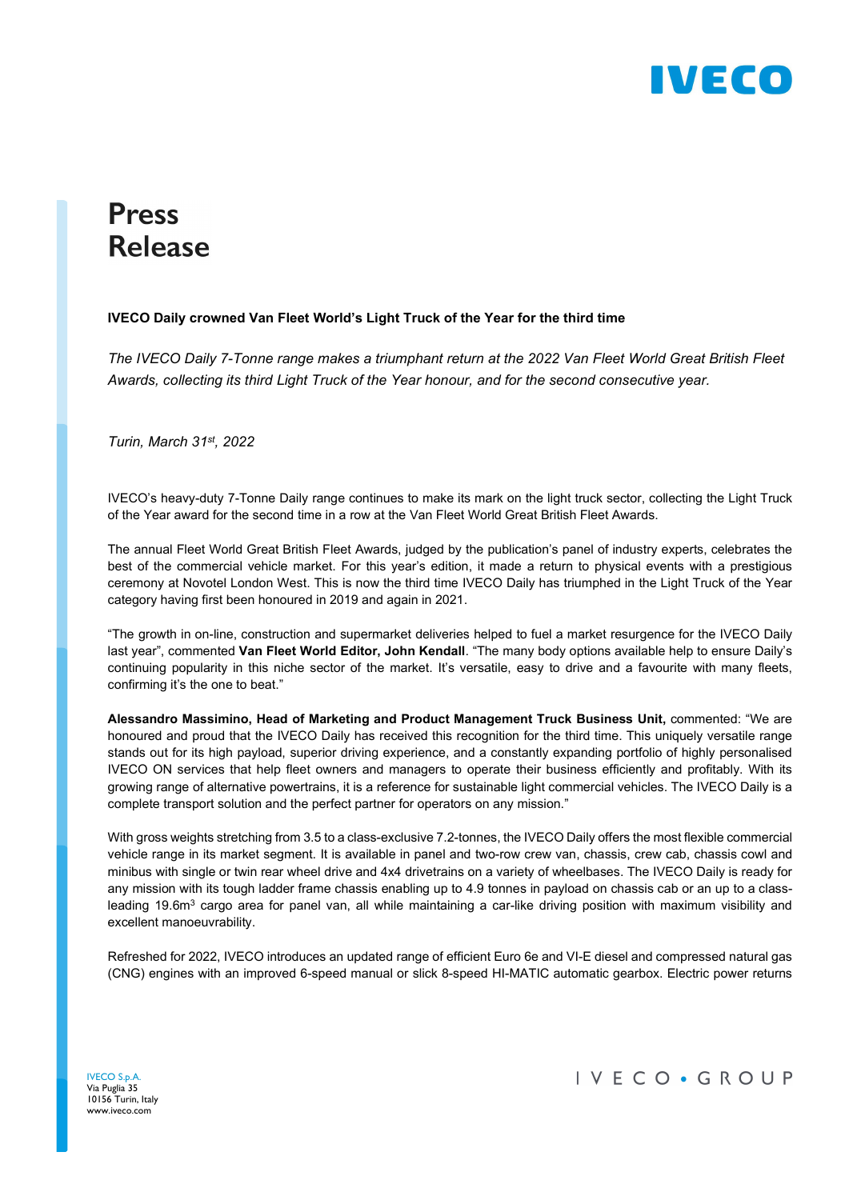# Press Release

**IVECO Daily crowned Van Fleet World's Light Truck of the Year for the third time**

*The IVECO Daily 7-Tonne range makes a triumphant return at the 2022 Van Fleet World Great British Fleet Awards, collecting its third Light Truck of the Year honour, and for the second consecutive year.*

*Turin, March 31st, 2022*

IVECO's heavy-duty 7-Tonne Daily range continues to make its mark on the light truck sector, collecting the Light Truck of the Year award for the second time in a row at the Van Fleet World Great British Fleet Awards.

The annual Fleet World Great British Fleet Awards, judged by the publication's panel of industry experts, celebrates the best of the commercial vehicle market. For this year's edition, it made a return to physical events with a prestigious ceremony at Novotel London West. This is now the third time IVECO Daily has triumphed in the Light Truck of the Year category having first been honoured in 2019 and again in 2021.

"The growth in on-line, construction and supermarket deliveries helped to fuel a market resurgence for the IVECO Daily last year", commented **Van Fleet World Editor, John Kendall**. "The many body options available help to ensure Daily's continuing popularity in this niche sector of the market. It's versatile, easy to drive and a favourite with many fleets, confirming it's the one to beat."

**Alessandro Massimino, Head of Marketing and Product Management Truck Business Unit,** commented: "We are honoured and proud that the IVECO Daily has received this recognition for the third time. This uniquely versatile range stands out for its high payload, superior driving experience, and a constantly expanding portfolio of highly personalised IVECO ON services that help fleet owners and managers to operate their business efficiently and profitably. With its growing range of alternative powertrains, it is a reference for sustainable light commercial vehicles. The IVECO Daily is a complete transport solution and the perfect partner for operators on any mission."

With gross weights stretching from 3.5 to a class-exclusive 7.2-tonnes, the IVECO Daily offers the most flexible commercial vehicle range in its market segment. It is available in panel and two-row crew van, chassis, crew cab, chassis cowl and minibus with single or twin rear wheel drive and 4x4 drivetrains on a variety of wheelbases. The IVECO Daily is ready for any mission with its tough ladder frame chassis enabling up to 4.9 tonnes in payload on chassis cab or an up to a class-leading 19.6m$^3$ cargo area for panel van, all while maintaining a car-like driving position with maximum visibility and excellent manoeuvrability.

Refreshed for 2022, IVECO introduces an updated range of efficient Euro 6e and VI-E diesel and compressed natural gas (CNG) engines with an improved 6-speed manual or slick 8-speed HI-MATIC automatic gearbox. Electric power returns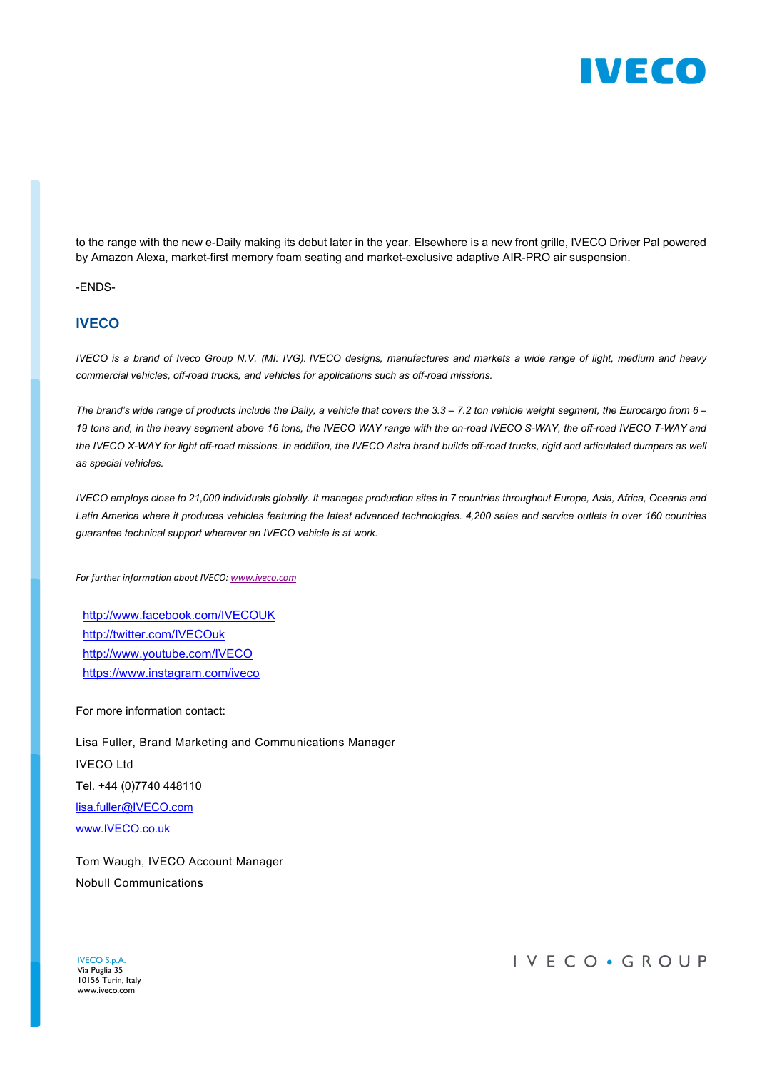to the range with the new e-Daily making its debut later in the year. Elsewhere is a new front grille, IVECO Driver Pal powered by Amazon Alexa, market-first memory foam seating and market-exclusive adaptive AIR-PRO air suspension.

-ENDS-

## IVECO

*IVECO is a brand of Iveco Group N.V. (MI: IVG). IVECO designs, manufactures and markets a wide range of light, medium and heavy commercial vehicles, off-road trucks, and vehicles for applications such as off-road missions.*

*The brand's wide range of products include the Daily, a vehicle that covers the 3.3 – 7.2 ton vehicle weight segment, the Eurocargo from 6 – 19 tons and, in the heavy segment above 16 tons, the IVECO WAY range with the on-road IVECO S-WAY, the off-road IVECO T-WAY and the IVECO X-WAY for light off-road missions. In addition, the IVECO Astra brand builds off-road trucks, rigid and articulated dumpers as well as special vehicles.*

*IVECO employs close to 21,000 individuals globally. It manages production sites in 7 countries throughout Europe, Asia, Africa, Oceania and Latin America where it produces vehicles featuring the latest advanced technologies. 4,200 sales and service outlets in over 160 countries guarantee technical support wherever an IVECO vehicle is at work.*

*For further information about IVECO: www.iveco.com*

http://www.facebook.com/IVECOUK
http://twitter.com/IVECOuk
http://www.youtube.com/IVECO
https://www.instagram.com/iveco

For more information contact:

Lisa Fuller, Brand Marketing and Communications Manager
IVECO Ltd
Tel. +44 (0)7740 448110
lisa.fuller@IVECO.com
www.IVECO.co.uk

Tom Waugh, IVECO Account Manager
Nobull Communications

IVECO S.p.A.
Via Puglia 35
10156 Turin, Italy
www.iveco.com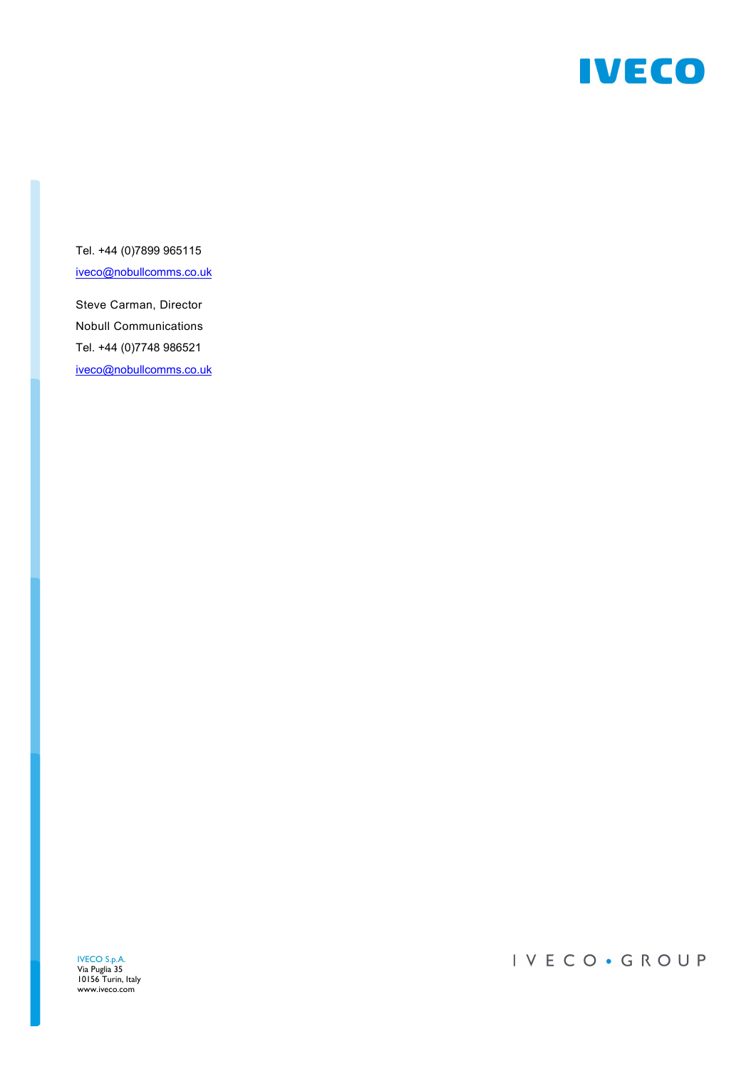Tel. +44 (0)7899 965115

iveco@nobullcomms.co.uk

Steve Carman, Director

Nobull Communications

Tel. +44 (0)7748 986521

iveco@nobullcomms.co.uk